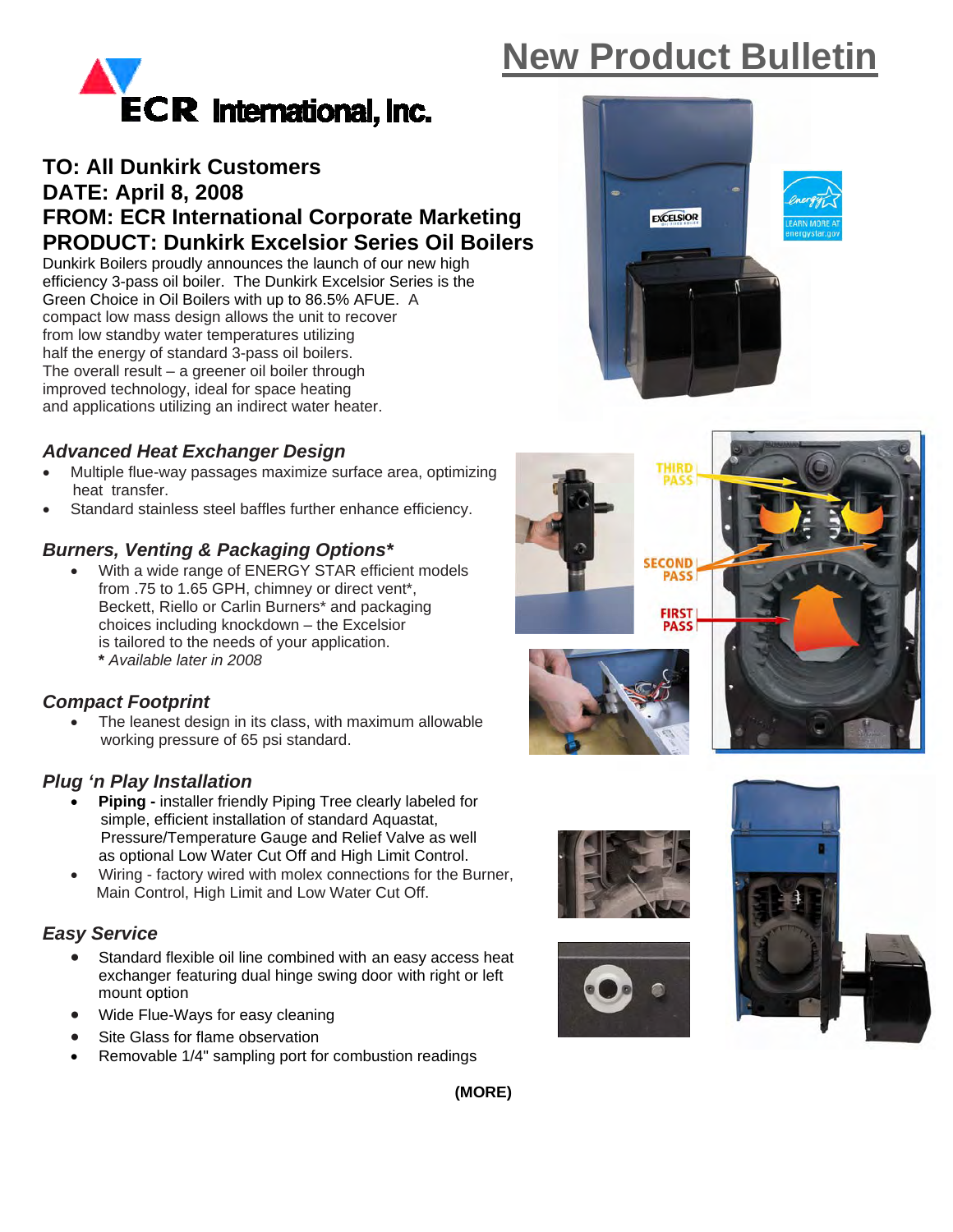# New Product Bulletin

ECR International, Inc.

## TO: All Dunkirk Customers
## DATE: April 8, 2008
## FROM: ECR International Corporate Marketing
## PRODUCT: Dunkirk Excelsior Series Oil Boilers

Dunkirk Boilers proudly announces the launch of our new high efficiency 3-pass oil boiler. The Dunkirk Excelsior Series is the Green Choice in Oil Boilers with up to 86.5% AFUE. A compact low mass design allows the unit to recover from low standby water temperatures utilizing half the energy of standard 3-pass oil boilers. The overall result – a greener oil boiler through improved technology, ideal for space heating and applications utilizing an indirect water heater.

### *Advanced Heat Exchanger Design*

- Multiple flue-way passages maximize surface area, optimizing heat transfer.
- Standard stainless steel baffles further enhance efficiency.

### *Burners, Venting & Packaging Options\**

- With a wide range of ENERGY STAR efficient models from .75 to 1.65 GPH, chimney or direct vent\*, Beckett, Riello or Carlin Burners\* and packaging choices including knockdown – the Excelsior is tailored to the needs of your application.
  **\*** *Available later in 2008*

### *Compact Footprint*

- The leanest design in its class, with maximum allowable working pressure of 65 psi standard.

### *Plug 'n Play Installation*

- **Piping -** installer friendly Piping Tree clearly labeled for simple, efficient installation of standard Aquastat, Pressure/Temperature Gauge and Relief Valve as well as optional Low Water Cut Off and High Limit Control.
- Wiring - factory wired with molex connections for the Burner, Main Control, High Limit and Low Water Cut Off.

### *Easy Service*

- Standard flexible oil line combined with an easy access heat exchanger featuring dual hinge swing door with right or left mount option
- Wide Flue-Ways for easy cleaning
- Site Glass for flame observation
- Removable 1/4" sampling port for combustion readings

THIRD PASS

SECOND PASS

FIRST PASS

**(MORE)**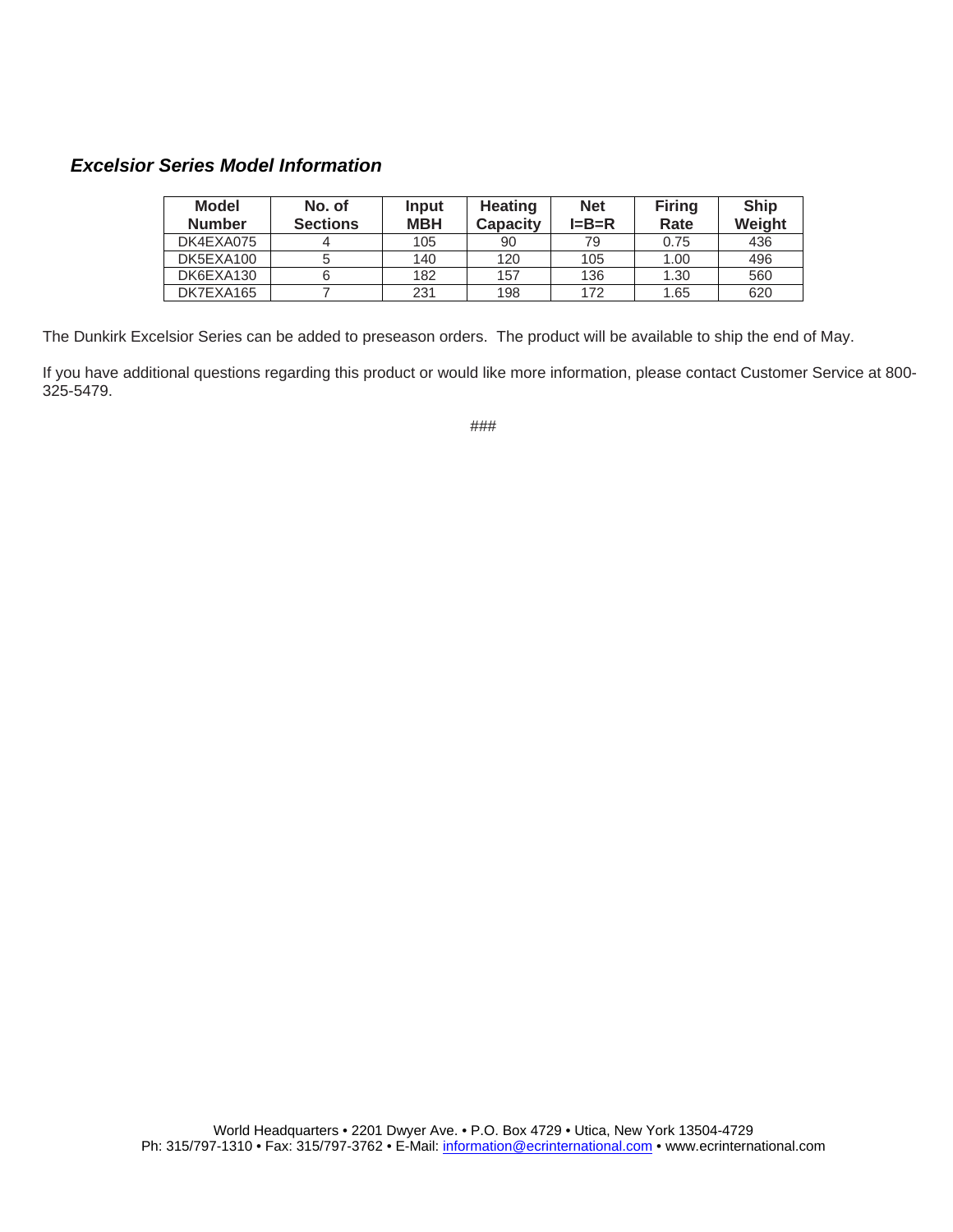### *Excelsior Series Model Information*

| Model Number | No. of Sections | Input MBH | Heating Capacity | Net I=B=R | Firing Rate | Ship Weight |
|---|---|---|---|---|---|---|
| DK4EXA075 | 4 | 105 | 90 | 79 | 0.75 | 436 |
| DK5EXA100 | 5 | 140 | 120 | 105 | 1.00 | 496 |
| DK6EXA130 | 6 | 182 | 157 | 136 | 1.30 | 560 |
| DK7EXA165 | 7 | 231 | 198 | 172 | 1.65 | 620 |

The Dunkirk Excelsior Series can be added to preseason orders. The product will be available to ship the end of May.

If you have additional questions regarding this product or would like more information, please contact Customer Service at 800-325-5479.

###

World Headquarters • 2201 Dwyer Ave. • P.O. Box 4729 • Utica, New York 13504-4729
Ph: 315/797-1310 • Fax: 315/797-3762 • E-Mail: information@ecrinternational.com • www.ecrinternational.com